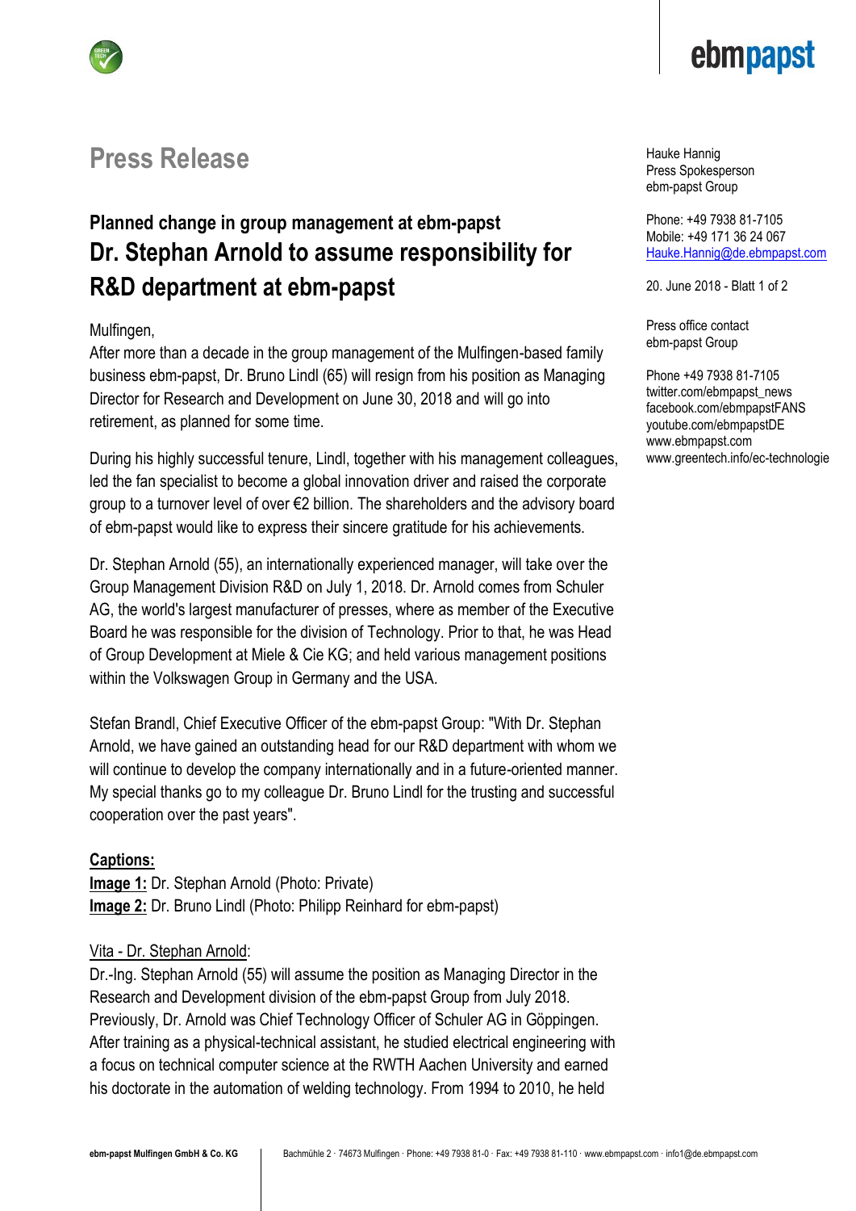# Press Release

Hauke Hannig
Press Spokesperson
ebm-papst Group

Phone: +49 7938 81-7105
Mobile: +49 171 36 24 067
Hauke.Hannig@de.ebmpapst.com

20. June 2018 - Blatt 1 of 2

Press office contact
ebm-papst Group

Phone +49 7938 81-7105
twitter.com/ebmpapst_news
facebook.com/ebmpapstFANS
youtube.com/ebmpapstDE
www.ebmpapst.com
www.greentech.info/ec-technologie

## Planned change in group management at ebm-papst

## Dr. Stephan Arnold to assume responsibility for R&D department at ebm-papst

Mulfingen,
After more than a decade in the group management of the Mulfingen-based family business ebm-papst, Dr. Bruno Lindl (65) will resign from his position as Managing Director for Research and Development on June 30, 2018 and will go into retirement, as planned for some time.

During his highly successful tenure, Lindl, together with his management colleagues, led the fan specialist to become a global innovation driver and raised the corporate group to a turnover level of over €2 billion. The shareholders and the advisory board of ebm-papst would like to express their sincere gratitude for his achievements.

Dr. Stephan Arnold (55), an internationally experienced manager, will take over the Group Management Division R&D on July 1, 2018. Dr. Arnold comes from Schuler AG, the world's largest manufacturer of presses, where as member of the Executive Board he was responsible for the division of Technology. Prior to that, he was Head of Group Development at Miele & Cie KG; and held various management positions within the Volkswagen Group in Germany and the USA.

Stefan Brandl, Chief Executive Officer of the ebm-papst Group: "With Dr. Stephan Arnold, we have gained an outstanding head for our R&D department with whom we will continue to develop the company internationally and in a future-oriented manner. My special thanks go to my colleague Dr. Bruno Lindl for the trusting and successful cooperation over the past years".

**Captions:**
**Image 1:** Dr. Stephan Arnold (Photo: Private)
**Image 2:** Dr. Bruno Lindl (Photo: Philipp Reinhard for ebm-papst)

Vita - Dr. Stephan Arnold:
Dr.-Ing. Stephan Arnold (55) will assume the position as Managing Director in the Research and Development division of the ebm-papst Group from July 2018. Previously, Dr. Arnold was Chief Technology Officer of Schuler AG in Göppingen. After training as a physical-technical assistant, he studied electrical engineering with a focus on technical computer science at the RWTH Aachen University and earned his doctorate in the automation of welding technology. From 1994 to 2010, he held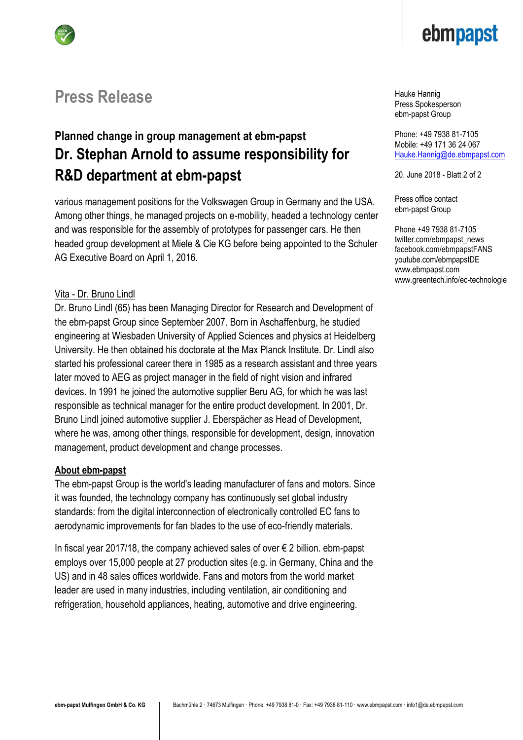# Press Release

## Planned change in group management at ebm-papst

# Dr. Stephan Arnold to assume responsibility for R&D department at ebm-papst

Hauke Hannig
Press Spokesperson
ebm-papst Group

Phone: +49 7938 81-7105
Mobile: +49 171 36 24 067
Hauke.Hannig@de.ebmpapst.com

20. June 2018

Press office contact
ebm-papst Group

Phone +49 7938 81-7105
twitter.com/ebmpapst_news
facebook.com/ebmpapstFANS
youtube.com/ebmpapstDE
www.ebmpapst.com
www.greentech.info/ec-technologie

various management positions for the Volkswagen Group in Germany and the USA. Among other things, he managed projects on e-mobility, headed a technology center and was responsible for the assembly of prototypes for passenger cars. He then headed group development at Miele & Cie KG before being appointed to the Schuler AG Executive Board on April 1, 2016.

Vita - Dr. Bruno Lindl

Dr. Bruno Lindl (65) has been Managing Director for Research and Development of the ebm-papst Group since September 2007. Born in Aschaffenburg, he studied engineering at Wiesbaden University of Applied Sciences and physics at Heidelberg University. He then obtained his doctorate at the Max Planck Institute. Dr. Lindl also started his professional career there in 1985 as a research assistant and three years later moved to AEG as project manager in the field of night vision and infrared devices. In 1991 he joined the automotive supplier Beru AG, for which he was last responsible as technical manager for the entire product development. In 2001, Dr. Bruno Lindl joined automotive supplier J. Eberspächer as Head of Development, where he was, among other things, responsible for development, design, innovation management, product development and change processes.

**About ebm-papst**

The ebm-papst Group is the world's leading manufacturer of fans and motors. Since it was founded, the technology company has continuously set global industry standards: from the digital interconnection of electronically controlled EC fans to aerodynamic improvements for fan blades to the use of eco-friendly materials.

In fiscal year 2017/18, the company achieved sales of over € 2 billion. ebm-papst employs over 15,000 people at 27 production sites (e.g. in Germany, China and the US) and in 48 sales offices worldwide. Fans and motors from the world market leader are used in many industries, including ventilation, air conditioning and refrigeration, household appliances, heating, automotive and drive engineering.